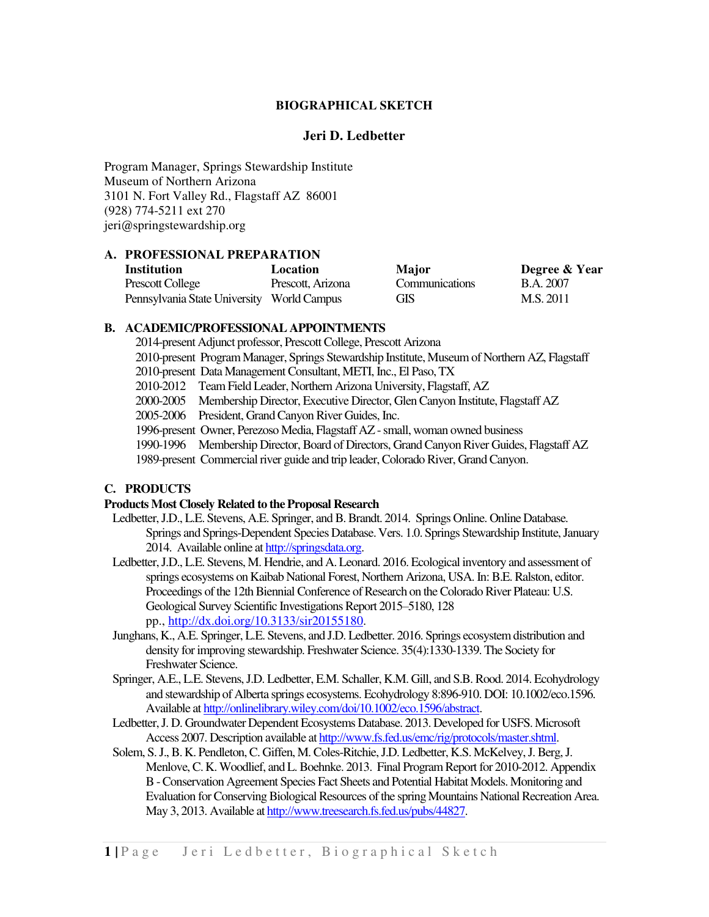**BIOGRAPHICAL SKETCH**

**Jeri D. Ledbetter**

Program Manager, Springs Stewardship Institute
Museum of Northern Arizona
3101 N. Fort Valley Rd., Flagstaff AZ 86001
(928) 774-5211 ext 270
jeri@springstewardship.org

## A. PROFESSIONAL PREPARATION

| Institution | Location | Major | Degree & Year |
|---|---|---|---|
| Prescott College | Prescott, Arizona | Communications | B.A. 2007 |
| Pennsylvania State University | World Campus | GIS | M.S. 2011 |

## B. ACADEMIC/PROFESSIONAL APPOINTMENTS

2014-present Adjunct professor, Prescott College, Prescott Arizona
2010-present Program Manager, Springs Stewardship Institute, Museum of Northern AZ, Flagstaff
2010-present Data Management Consultant, METI, Inc., El Paso, TX
2010-2012 Team Field Leader, Northern Arizona University, Flagstaff, AZ
2000-2005 Membership Director, Executive Director, Glen Canyon Institute, Flagstaff AZ
2005-2006 President, Grand Canyon River Guides, Inc.
1996-present Owner, Perezoso Media, Flagstaff AZ - small, woman owned business
1990-1996 Membership Director, Board of Directors, Grand Canyon River Guides, Flagstaff AZ
1989-present Commercial river guide and trip leader, Colorado River, Grand Canyon.

## C. PRODUCTS

**Products Most Closely Related to the Proposal Research**

Ledbetter, J.D., L.E. Stevens, A.E. Springer, and B. Brandt. 2014. Springs Online. Online Database. Springs and Springs-Dependent Species Database. Vers. 1.0. Springs Stewardship Institute, January 2014. Available online at http://springsdata.org.

Ledbetter, J.D., L.E. Stevens, M. Hendrie, and A. Leonard. 2016. Ecological inventory and assessment of springs ecosystems on Kaibab National Forest, Northern Arizona, USA. In: B.E. Ralston, editor. Proceedings of the 12th Biennial Conference of Research on the Colorado River Plateau: U.S. Geological Survey Scientific Investigations Report 2015–5180, 128 pp., http://dx.doi.org/10.3133/sir20155180.

Junghans, K., A.E. Springer, L.E. Stevens, and J.D. Ledbetter. 2016. Springs ecosystem distribution and density for improving stewardship. Freshwater Science. 35(4):1330-1339. The Society for Freshwater Science.

Springer, A.E., L.E. Stevens, J.D. Ledbetter, E.M. Schaller, K.M. Gill, and S.B. Rood. 2014. Ecohydrology and stewardship of Alberta springs ecosystems. Ecohydrology 8:896-910. DOI: 10.1002/eco.1596. Available at http://onlinelibrary.wiley.com/doi/10.1002/eco.1596/abstract.

Ledbetter, J. D. Groundwater Dependent Ecosystems Database. 2013. Developed for USFS. Microsoft Access 2007. Description available at http://www.fs.fed.us/emc/rig/protocols/master.shtml.

Solem, S. J., B. K. Pendleton, C. Giffen, M. Coles-Ritchie, J.D. Ledbetter, K.S. McKelvey, J. Berg, J. Menlove, C. K. Woodlief, and L. Boehnke. 2013. Final Program Report for 2010-2012. Appendix B - Conservation Agreement Species Fact Sheets and Potential Habitat Models. Monitoring and Evaluation for Conserving Biological Resources of the spring Mountains National Recreation Area. May 3, 2013. Available at http://www.treesearch.fs.fed.us/pubs/44827.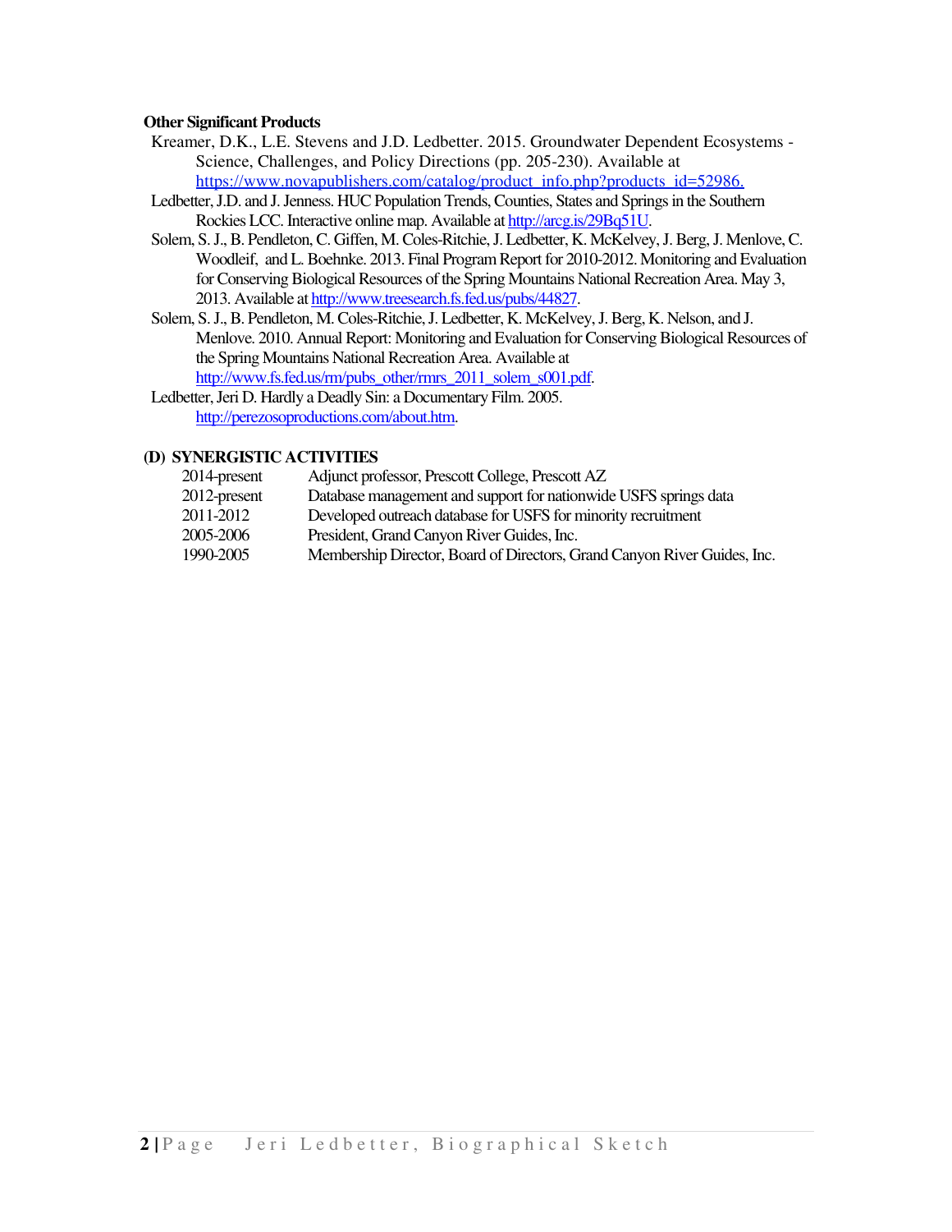**Other Significant Products**

Kreamer, D.K., L.E. Stevens and J.D. Ledbetter. 2015. Groundwater Dependent Ecosystems - Science, Challenges, and Policy Directions (pp. 205-230). Available at https://www.novapublishers.com/catalog/product_info.php?products_id=52986.

Ledbetter, J.D. and J. Jenness. HUC Population Trends, Counties, States and Springs in the Southern Rockies LCC. Interactive online map. Available at http://arcg.is/29Bq51U.

Solem, S. J., B. Pendleton, C. Giffen, M. Coles-Ritchie, J. Ledbetter, K. McKelvey, J. Berg, J. Menlove, C. Woodleif, and L. Boehnke. 2013. Final Program Report for 2010-2012. Monitoring and Evaluation for Conserving Biological Resources of the Spring Mountains National Recreation Area. May 3, 2013. Available at http://www.treesearch.fs.fed.us/pubs/44827.

Solem, S. J., B. Pendleton, M. Coles-Ritchie, J. Ledbetter, K. McKelvey, J. Berg, K. Nelson, and J. Menlove. 2010. Annual Report: Monitoring and Evaluation for Conserving Biological Resources of the Spring Mountains National Recreation Area. Available at http://www.fs.fed.us/rm/pubs_other/rmrs_2011_solem_s001.pdf.

Ledbetter, Jeri D. Hardly a Deadly Sin: a Documentary Film. 2005. http://perezosoproductions.com/about.htm.

## (D) SYNERGISTIC ACTIVITIES

| | |
|---|---|
| 2014-present | Adjunct professor, Prescott College, Prescott AZ |
| 2012-present | Database management and support for nationwide USFS springs data |
| 2011-2012 | Developed outreach database for USFS for minority recruitment |
| 2005-2006 | President, Grand Canyon River Guides, Inc. |
| 1990-2005 | Membership Director, Board of Directors, Grand Canyon River Guides, Inc. |